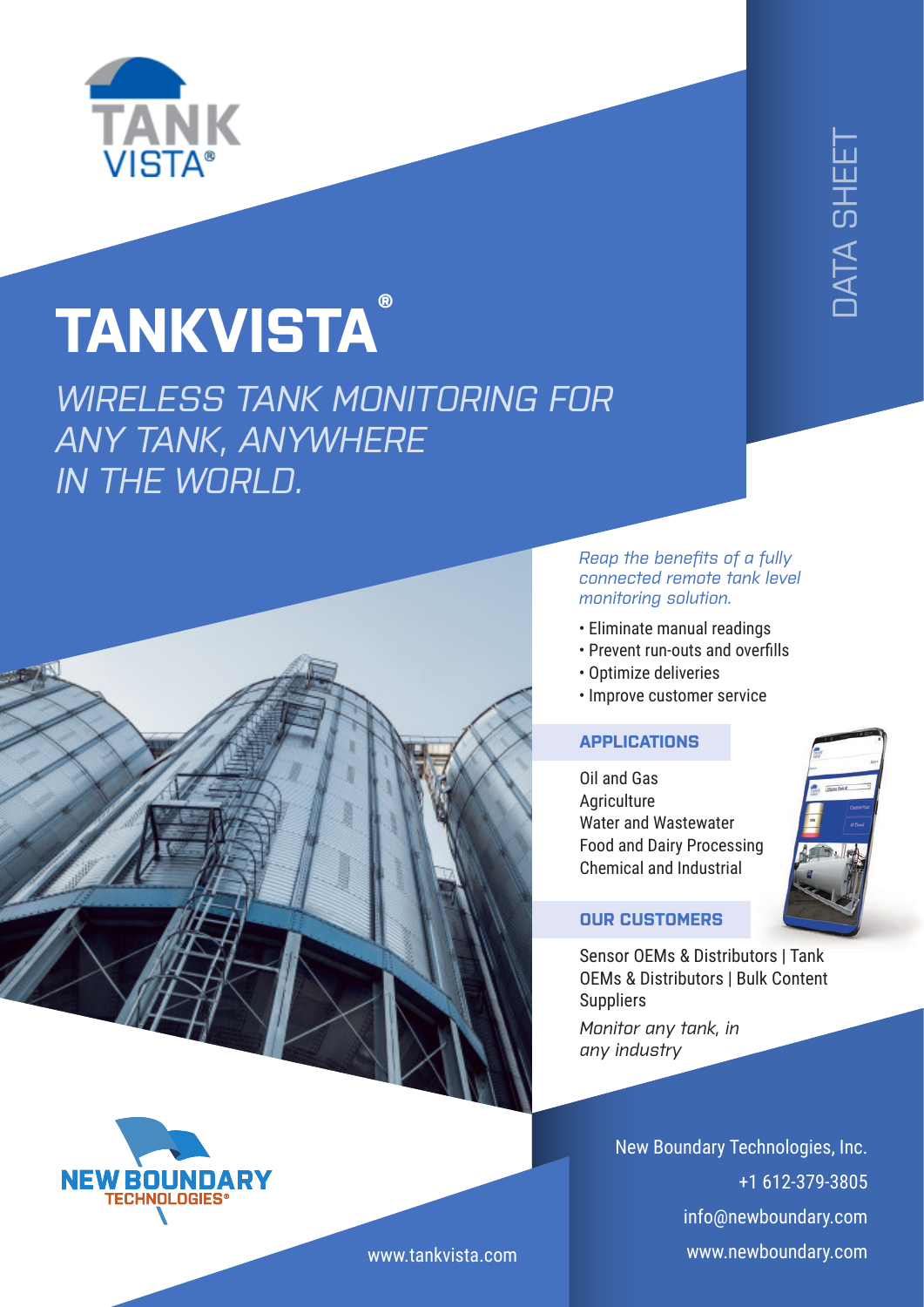TANK VISTA®

DATA SHEET

# TANKVISTA®

*WIRELESS TANK MONITORING FOR ANY TANK, ANYWHERE IN THE WORLD.*

*Reap the benefits of a fully connected remote tank level monitoring solution.*

- Eliminate manual readings
- Prevent run-outs and overfills
- Optimize deliveries
- Improve customer service

## APPLICATIONS

Oil and Gas
Agriculture
Water and Wastewater
Food and Dairy Processing
Chemical and Industrial

## OUR CUSTOMERS

Sensor OEMs & Distributors | Tank OEMs & Distributors | Bulk Content Suppliers

*Monitor any tank, in any industry*

NEW BOUNDARY TECHNOLOGIES®

www.tankvista.com

New Boundary Technologies, Inc.
+1 612-379-3805
info@newboundary.com
www.newboundary.com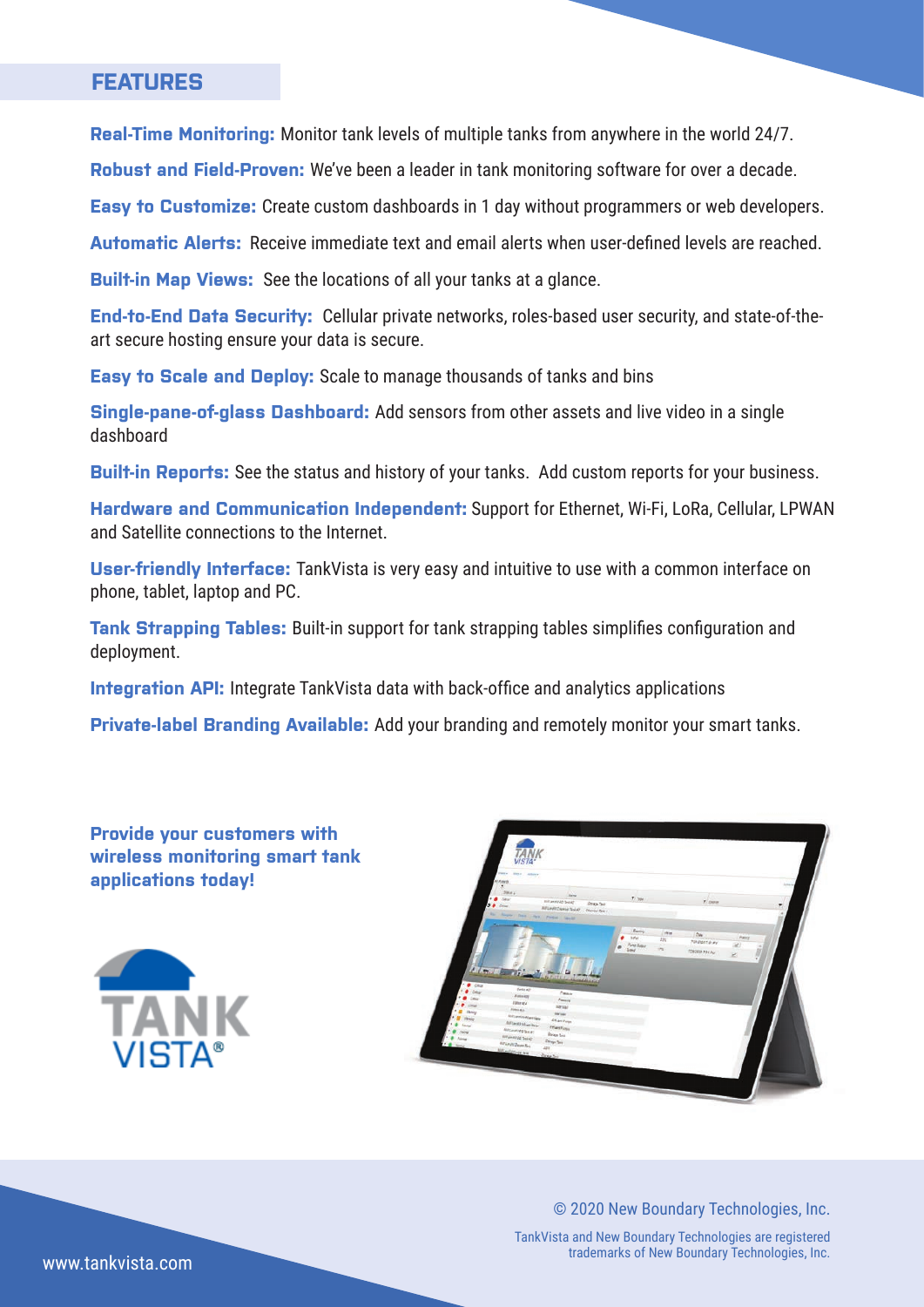## FEATURES

**Real-Time Monitoring:** Monitor tank levels of multiple tanks from anywhere in the world 24/7.

**Robust and Field-Proven:** We've been a leader in tank monitoring software for over a decade.

**Easy to Customize:** Create custom dashboards in 1 day without programmers or web developers.

**Automatic Alerts:** Receive immediate text and email alerts when user-defined levels are reached.

**Built-in Map Views:** See the locations of all your tanks at a glance.

**End-to-End Data Security:** Cellular private networks, roles-based user security, and state-of-the-art secure hosting ensure your data is secure.

**Easy to Scale and Deploy:** Scale to manage thousands of tanks and bins

**Single-pane-of-glass Dashboard:** Add sensors from other assets and live video in a single dashboard

**Built-in Reports:** See the status and history of your tanks. Add custom reports for your business.

**Hardware and Communication Independent:** Support for Ethernet, Wi-Fi, LoRa, Cellular, LPWAN and Satellite connections to the Internet.

**User-friendly Interface:** TankVista is very easy and intuitive to use with a common interface on phone, tablet, laptop and PC.

**Tank Strapping Tables:** Built-in support for tank strapping tables simplifies configuration and deployment.

**Integration API:** Integrate TankVista data with back-office and analytics applications

**Private-label Branding Available:** Add your branding and remotely monitor your smart tanks.

**Provide your customers with wireless monitoring smart tank applications today!**

TANK VISTA®

© 2020 New Boundary Technologies, Inc.

TankVista and New Boundary Technologies are registered trademarks of New Boundary Technologies, Inc.

www.tankvista.com